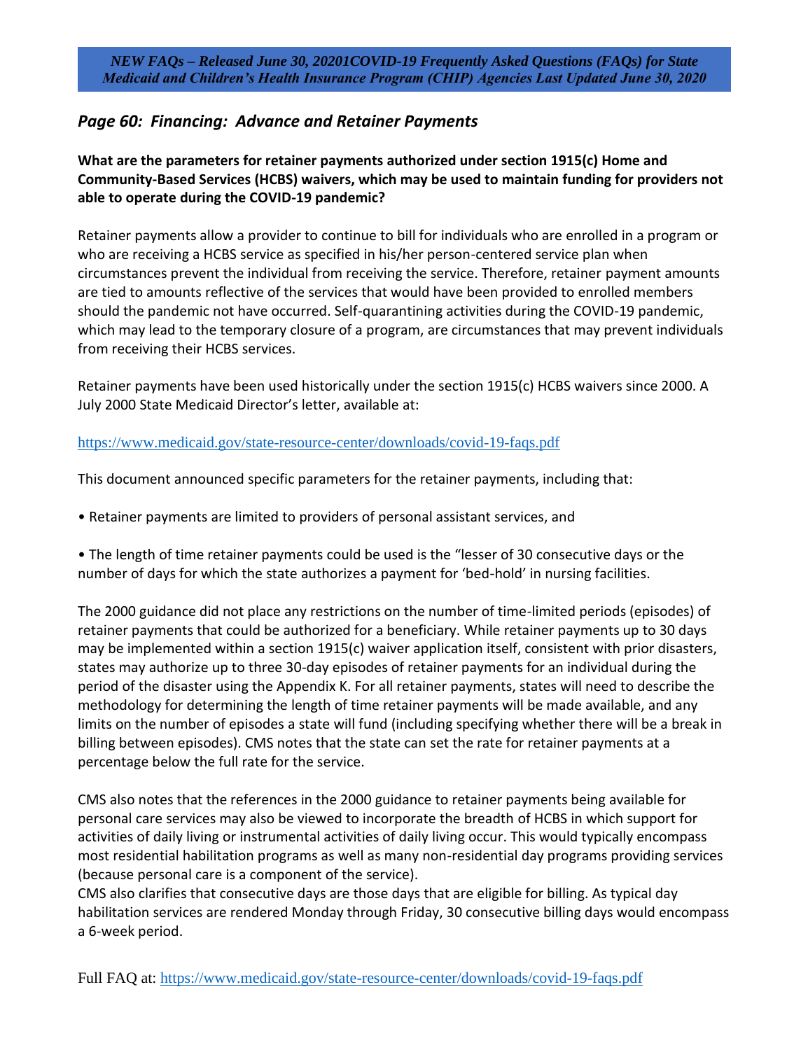*NEW FAQs – Released June 30, 20201COVID-19 Frequently Asked Questions (FAQs) for State Medicaid and Children's Health Insurance Program (CHIP) Agencies Last Updated June 30, 2020*

## *Page 60: Financing: Advance and Retainer Payments*

**What are the parameters for retainer payments authorized under section 1915(c) Home and Community-Based Services (HCBS) waivers, which may be used to maintain funding for providers not able to operate during the COVID-19 pandemic?**

Retainer payments allow a provider to continue to bill for individuals who are enrolled in a program or who are receiving a HCBS service as specified in his/her person-centered service plan when circumstances prevent the individual from receiving the service. Therefore, retainer payment amounts are tied to amounts reflective of the services that would have been provided to enrolled members should the pandemic not have occurred. Self-quarantining activities during the COVID-19 pandemic, which may lead to the temporary closure of a program, are circumstances that may prevent individuals from receiving their HCBS services.

Retainer payments have been used historically under the section 1915(c) HCBS waivers since 2000. A July 2000 State Medicaid Director's letter, available at:

https://www.medicaid.gov/state-resource-center/downloads/covid-19-faqs.pdf

This document announced specific parameters for the retainer payments, including that:

- Retainer payments are limited to providers of personal assistant services, and
- The length of time retainer payments could be used is the "lesser of 30 consecutive days or the number of days for which the state authorizes a payment for 'bed-hold' in nursing facilities.

The 2000 guidance did not place any restrictions on the number of time-limited periods (episodes) of retainer payments that could be authorized for a beneficiary. While retainer payments up to 30 days may be implemented within a section 1915(c) waiver application itself, consistent with prior disasters, states may authorize up to three 30-day episodes of retainer payments for an individual during the period of the disaster using the Appendix K. For all retainer payments, states will need to describe the methodology for determining the length of time retainer payments will be made available, and any limits on the number of episodes a state will fund (including specifying whether there will be a break in billing between episodes). CMS notes that the state can set the rate for retainer payments at a percentage below the full rate for the service.

CMS also notes that the references in the 2000 guidance to retainer payments being available for personal care services may also be viewed to incorporate the breadth of HCBS in which support for activities of daily living or instrumental activities of daily living occur. This would typically encompass most residential habilitation programs as well as many non-residential day programs providing services (because personal care is a component of the service).
CMS also clarifies that consecutive days are those days that are eligible for billing. As typical day habilitation services are rendered Monday through Friday, 30 consecutive billing days would encompass a 6-week period.

Full FAQ at: https://www.medicaid.gov/state-resource-center/downloads/covid-19-faqs.pdf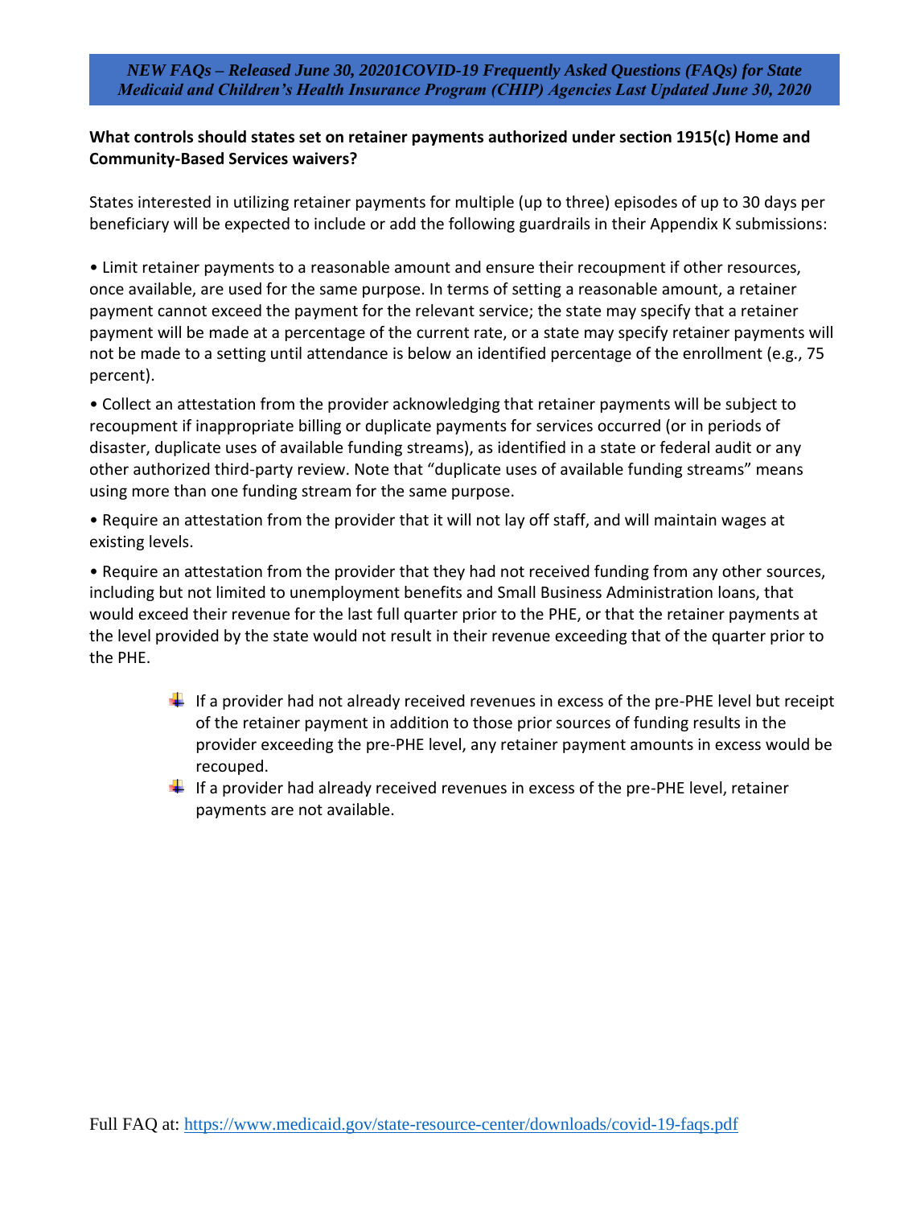*NEW FAQs – Released June 30, 20201COVID-19 Frequently Asked Questions (FAQs) for State Medicaid and Children's Health Insurance Program (CHIP) Agencies Last Updated June 30, 2020*

**What controls should states set on retainer payments authorized under section 1915(c) Home and Community-Based Services waivers?**

States interested in utilizing retainer payments for multiple (up to three) episodes of up to 30 days per beneficiary will be expected to include or add the following guardrails in their Appendix K submissions:

- Limit retainer payments to a reasonable amount and ensure their recoupment if other resources, once available, are used for the same purpose. In terms of setting a reasonable amount, a retainer payment cannot exceed the payment for the relevant service; the state may specify that a retainer payment will be made at a percentage of the current rate, or a state may specify retainer payments will not be made to a setting until attendance is below an identified percentage of the enrollment (e.g., 75 percent).
- Collect an attestation from the provider acknowledging that retainer payments will be subject to recoupment if inappropriate billing or duplicate payments for services occurred (or in periods of disaster, duplicate uses of available funding streams), as identified in a state or federal audit or any other authorized third-party review. Note that "duplicate uses of available funding streams" means using more than one funding stream for the same purpose.
- Require an attestation from the provider that it will not lay off staff, and will maintain wages at existing levels.
- Require an attestation from the provider that they had not received funding from any other sources, including but not limited to unemployment benefits and Small Business Administration loans, that would exceed their revenue for the last full quarter prior to the PHE, or that the retainer payments at the level provided by the state would not result in their revenue exceeding that of the quarter prior to the PHE.
  - If a provider had not already received revenues in excess of the pre-PHE level but receipt of the retainer payment in addition to those prior sources of funding results in the provider exceeding the pre-PHE level, any retainer payment amounts in excess would be recouped.
  - If a provider had already received revenues in excess of the pre-PHE level, retainer payments are not available.

Full FAQ at: https://www.medicaid.gov/state-resource-center/downloads/covid-19-faqs.pdf